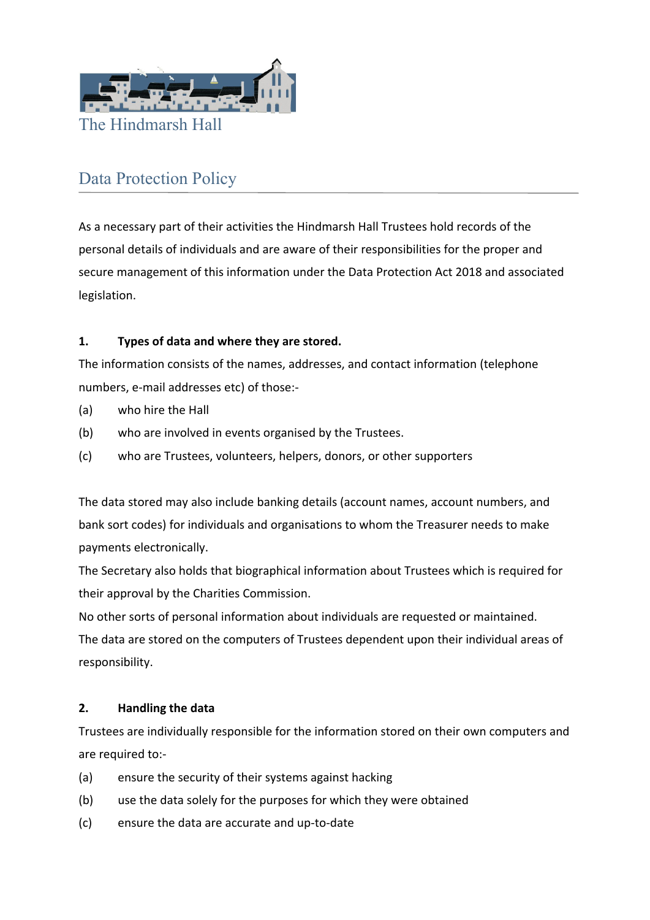The Hindmarsh Hall

# Data Protection Policy

As a necessary part of their activities the Hindmarsh Hall Trustees hold records of the personal details of individuals and are aware of their responsibilities for the proper and secure management of this information under the Data Protection Act 2018 and associated legislation.

**1. Types of data and where they are stored.**

The information consists of the names, addresses, and contact information (telephone numbers, e-mail addresses etc) of those:-

(a) who hire the Hall

(b) who are involved in events organised by the Trustees.

(c) who are Trustees, volunteers, helpers, donors, or other supporters

The data stored may also include banking details (account names, account numbers, and bank sort codes) for individuals and organisations to whom the Treasurer needs to make payments electronically.

The Secretary also holds that biographical information about Trustees which is required for their approval by the Charities Commission.

No other sorts of personal information about individuals are requested or maintained.

The data are stored on the computers of Trustees dependent upon their individual areas of responsibility.

**2. Handling the data**

Trustees are individually responsible for the information stored on their own computers and are required to:-

(a) ensure the security of their systems against hacking

(b) use the data solely for the purposes for which they were obtained

(c) ensure the data are accurate and up-to-date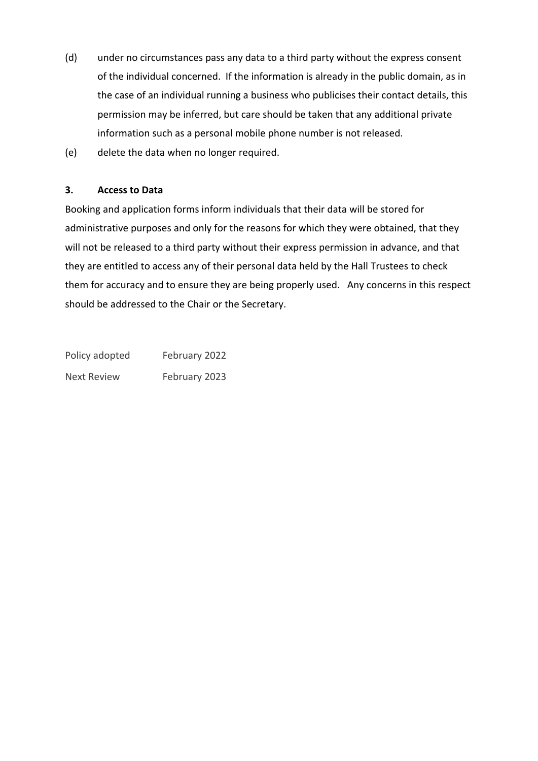(d) under no circumstances pass any data to a third party without the express consent of the individual concerned. If the information is already in the public domain, as in the case of an individual running a business who publicises their contact details, this permission may be inferred, but care should be taken that any additional private information such as a personal mobile phone number is not released.

(e) delete the data when no longer required.

### 3. Access to Data

Booking and application forms inform individuals that their data will be stored for administrative purposes and only for the reasons for which they were obtained, that they will not be released to a third party without their express permission in advance, and that they are entitled to access any of their personal data held by the Hall Trustees to check them for accuracy and to ensure they are being properly used. Any concerns in this respect should be addressed to the Chair or the Secretary.

| | |
|---|---|
| Policy adopted | February 2022 |
| Next Review | February 2023 |